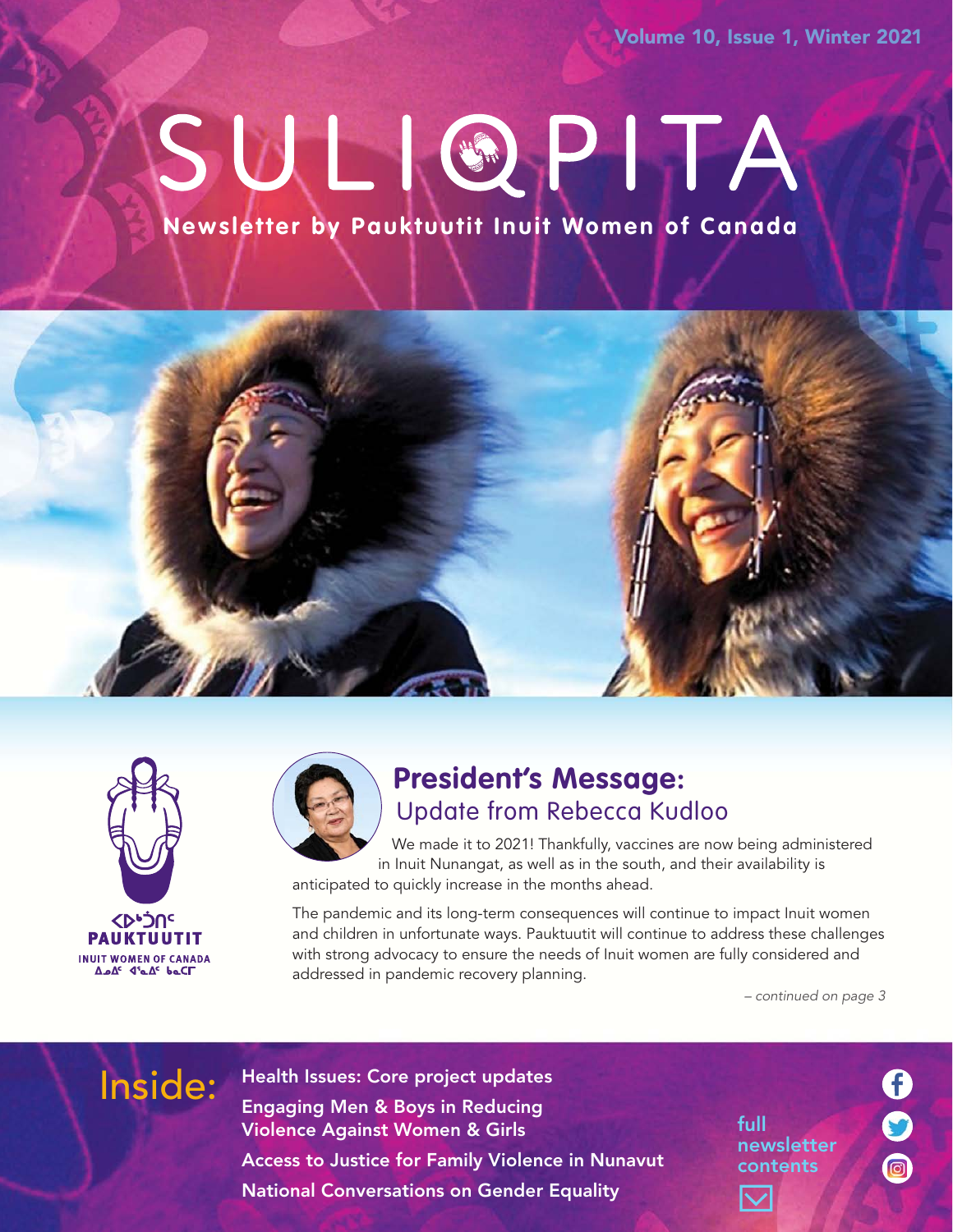Volume 10, Issue 1, Winter 2021

# SULIQPITA

**Newsletter by Pauktuutit Inuit Women of Canada**

ᐸᐅᒃᑑᑎᑦ
PAUKTUUTIT
INUIT WOMEN OF CANADA
ᐃᓄᐃᑦ ᐊᕐᓇᐃᑦ ᑲᓇᑕᒥ

## President's Message:
### Update from Rebecca Kudloo

We made it to 2021! Thankfully, vaccines are now being administered in Inuit Nunangat, as well as in the south, and their availability is anticipated to quickly increase in the months ahead.

The pandemic and its long-term consequences will continue to impact Inuit women and children in unfortunate ways. Pauktuutit will continue to address these challenges with strong advocacy to ensure the needs of Inuit women are fully considered and addressed in pandemic recovery planning.

*– continued on page 3*

## Inside:

- Health Issues: Core project updates
- Engaging Men & Boys in Reducing Violence Against Women & Girls
- Access to Justice for Family Violence in Nunavut
- National Conversations on Gender Equality

full newsletter contents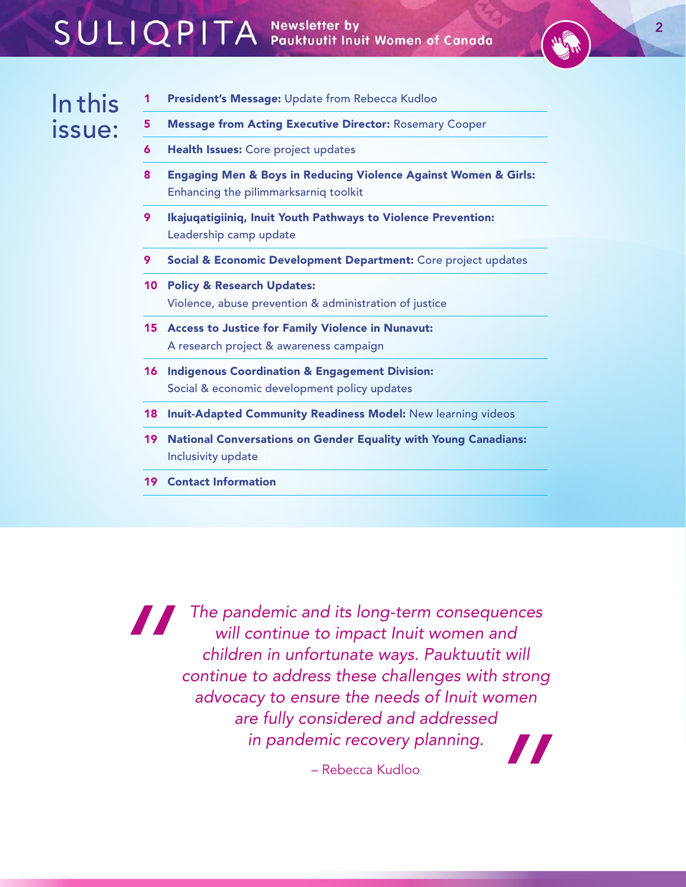# In this issue:

- **1 President's Message:** Update from Rebecca Kudloo
- **5 Message from Acting Executive Director:** Rosemary Cooper
- **6 Health Issues:** Core project updates
- **8 Engaging Men & Boys in Reducing Violence Against Women & Girls:** Enhancing the pilimmarksarniq toolkit
- **9 Ikajuqatigiiniq, Inuit Youth Pathways to Violence Prevention:** Leadership camp update
- **9 Social & Economic Development Department:** Core project updates
- **10 Policy & Research Updates:** Violence, abuse prevention & administration of justice
- **15 Access to Justice for Family Violence in Nunavut:** A research project & awareness campaign
- **16 Indigenous Coordination & Engagement Division:** Social & economic development policy updates
- **18 Inuit-Adapted Community Readiness Model:** New learning videos
- **19 National Conversations on Gender Equality with Young Canadians:** Inclusivity update
- **19 Contact Information**

> *"The pandemic and its long-term consequences will continue to impact Inuit women and children in unfortunate ways. Pauktuutit will continue to address these challenges with strong advocacy to ensure the needs of Inuit women are fully considered and addressed in pandemic recovery planning."*
>
> – Rebecca Kudloo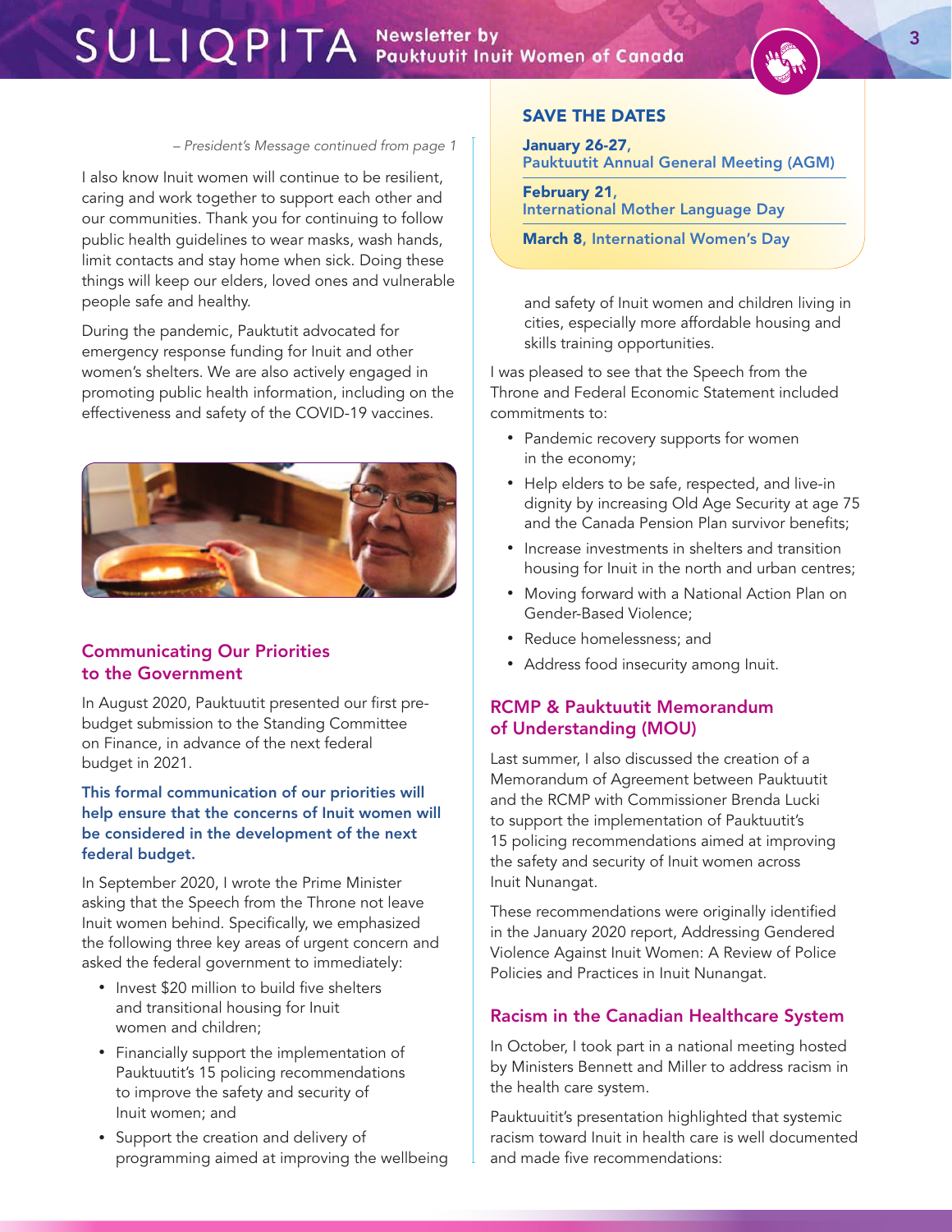*– President's Message continued from page 1*

I also know Inuit women will continue to be resilient, caring and work together to support each other and our communities. Thank you for continuing to follow public health guidelines to wear masks, wash hands, limit contacts and stay home when sick. Doing these things will keep our elders, loved ones and vulnerable people safe and healthy.

During the pandemic, Pauktutit advocated for emergency response funding for Inuit and other women's shelters. We are also actively engaged in promoting public health information, including on the effectiveness and safety of the COVID-19 vaccines.

## Communicating Our Priorities to the Government

In August 2020, Pauktuutit presented our first pre-budget submission to the Standing Committee on Finance, in advance of the next federal budget in 2021.

**This formal communication of our priorities will help ensure that the concerns of Inuit women will be considered in the development of the next federal budget.**

In September 2020, I wrote the Prime Minister asking that the Speech from the Throne not leave Inuit women behind. Specifically, we emphasized the following three key areas of urgent concern and asked the federal government to immediately:

- Invest $20 million to build five shelters and transitional housing for Inuit women and children;
- Financially support the implementation of Pauktuutit's 15 policing recommendations to improve the safety and security of Inuit women; and
- Support the creation and delivery of programming aimed at improving the wellbeing and safety of Inuit women and children living in cities, especially more affordable housing and skills training opportunities.

## SAVE THE DATES

**January 26-27,** Pauktuutit Annual General Meeting (AGM)

**February 21,** International Mother Language Day

**March 8,** International Women's Day

I was pleased to see that the Speech from the Throne and Federal Economic Statement included commitments to:

- Pandemic recovery supports for women in the economy;
- Help elders to be safe, respected, and live-in dignity by increasing Old Age Security at age 75 and the Canada Pension Plan survivor benefits;
- Increase investments in shelters and transition housing for Inuit in the north and urban centres;
- Moving forward with a National Action Plan on Gender-Based Violence;
- Reduce homelessness; and
- Address food insecurity among Inuit.

## RCMP & Pauktuutit Memorandum of Understanding (MOU)

Last summer, I also discussed the creation of a Memorandum of Agreement between Pauktuutit and the RCMP with Commissioner Brenda Lucki to support the implementation of Pauktuutit's 15 policing recommendations aimed at improving the safety and security of Inuit women across Inuit Nunangat.

These recommendations were originally identified in the January 2020 report, Addressing Gendered Violence Against Inuit Women: A Review of Police Policies and Practices in Inuit Nunangat.

## Racism in the Canadian Healthcare System

In October, I took part in a national meeting hosted by Ministers Bennett and Miller to address racism in the health care system.

Pauktuuitit's presentation highlighted that systemic racism toward Inuit in health care is well documented and made five recommendations: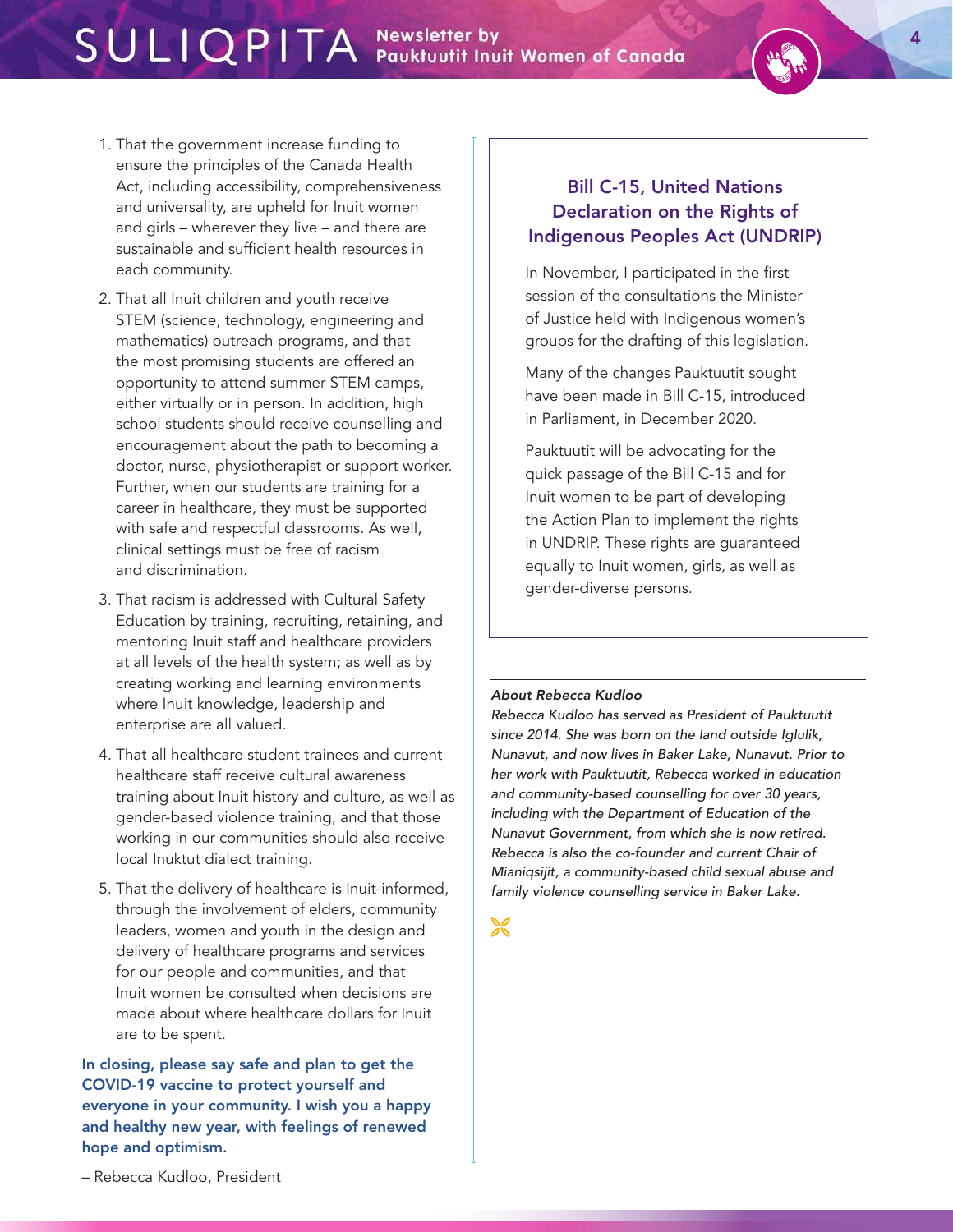1. That the government increase funding to ensure the principles of the Canada Health Act, including accessibility, comprehensiveness and universality, are upheld for Inuit women and girls – wherever they live – and there are sustainable and sufficient health resources in each community.
2. That all Inuit children and youth receive STEM (science, technology, engineering and mathematics) outreach programs, and that the most promising students are offered an opportunity to attend summer STEM camps, either virtually or in person. In addition, high school students should receive counselling and encouragement about the path to becoming a doctor, nurse, physiotherapist or support worker. Further, when our students are training for a career in healthcare, they must be supported with safe and respectful classrooms. As well, clinical settings must be free of racism and discrimination.
3. That racism is addressed with Cultural Safety Education by training, recruiting, retaining, and mentoring Inuit staff and healthcare providers at all levels of the health system; as well as by creating working and learning environments where Inuit knowledge, leadership and enterprise are all valued.
4. That all healthcare student trainees and current healthcare staff receive cultural awareness training about Inuit history and culture, as well as gender-based violence training, and that those working in our communities should also receive local Inuktut dialect training.
5. That the delivery of healthcare is Inuit-informed, through the involvement of elders, community leaders, women and youth in the design and delivery of healthcare programs and services for our people and communities, and that Inuit women be consulted when decisions are made about where healthcare dollars for Inuit are to be spent.

**In closing, please say safe and plan to get the COVID-19 vaccine to protect yourself and everyone in your community. I wish you a happy and healthy new year, with feelings of renewed hope and optimism.**

– Rebecca Kudloo, President

## Bill C-15, United Nations Declaration on the Rights of Indigenous Peoples Act (UNDRIP)

In November, I participated in the first session of the consultations the Minister of Justice held with Indigenous women's groups for the drafting of this legislation.

Many of the changes Pauktuutit sought have been made in Bill C-15, introduced in Parliament, in December 2020.

Pauktuutit will be advocating for the quick passage of the Bill C-15 and for Inuit women to be part of developing the Action Plan to implement the rights in UNDRIP. These rights are guaranteed equally to Inuit women, girls, as well as gender-diverse persons.

*About Rebecca Kudloo*

*Rebecca Kudloo has served as President of Pauktuutit since 2014. She was born on the land outside Iglulik, Nunavut, and now lives in Baker Lake, Nunavut. Prior to her work with Pauktuutit, Rebecca worked in education and community-based counselling for over 30 years, including with the Department of Education of the Nunavut Government, from which she is now retired. Rebecca is also the co-founder and current Chair of Mianiqsijit, a community-based child sexual abuse and family violence counselling service in Baker Lake.*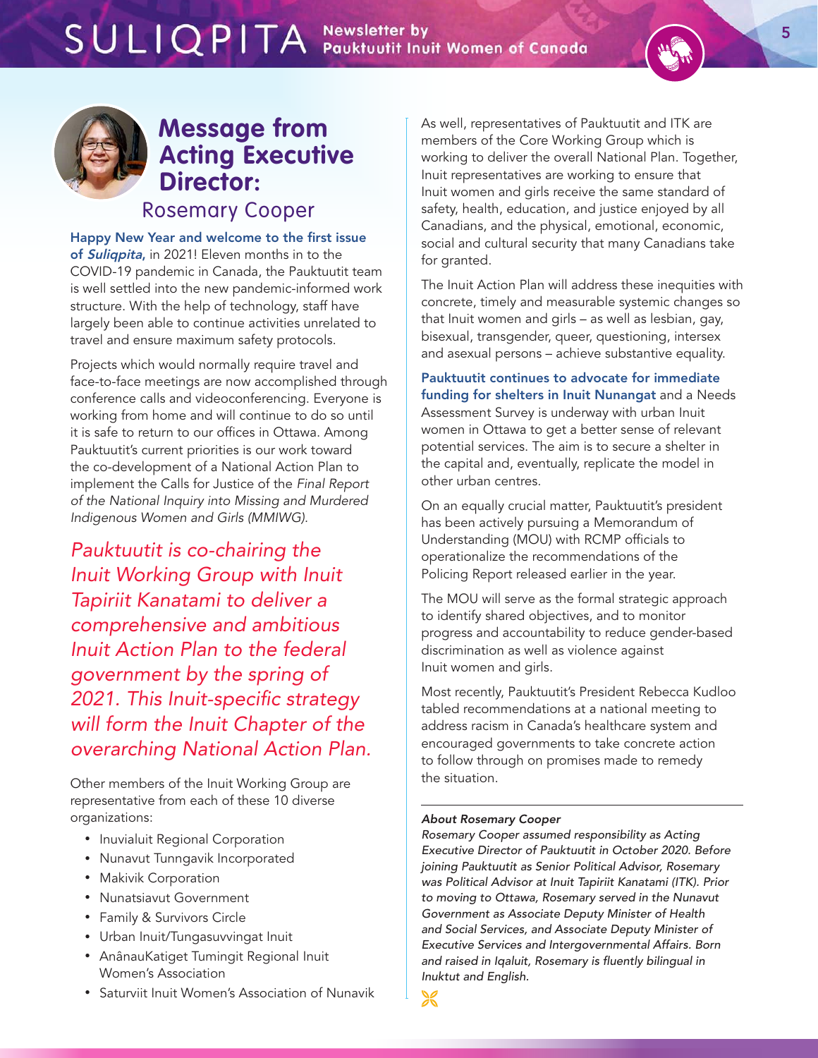# Message from Acting Executive Director:

## Rosemary Cooper

**Happy New Year and welcome to the first issue of *Suliqpita*,** in 2021! Eleven months in to the COVID-19 pandemic in Canada, the Pauktuutit team is well settled into the new pandemic-informed work structure. With the help of technology, staff have largely been able to continue activities unrelated to travel and ensure maximum safety protocols.

Projects which would normally require travel and face-to-face meetings are now accomplished through conference calls and videoconferencing. Everyone is working from home and will continue to do so until it is safe to return to our offices in Ottawa. Among Pauktuutit's current priorities is our work toward the co-development of a National Action Plan to implement the Calls for Justice of the *Final Report of the National Inquiry into Missing and Murdered Indigenous Women and Girls (MMIWG).*

*Pauktuutit is co-chairing the Inuit Working Group with Inuit Tapiriit Kanatami to deliver a comprehensive and ambitious Inuit Action Plan to the federal government by the spring of 2021. This Inuit-specific strategy will form the Inuit Chapter of the overarching National Action Plan.*

Other members of the Inuit Working Group are representative from each of these 10 diverse organizations:

- Inuvialuit Regional Corporation
- Nunavut Tunngavik Incorporated
- Makivik Corporation
- Nunatsiavut Government
- Family & Survivors Circle
- Urban Inuit/Tungasuvvingat Inuit
- AnânauKatiget Tumingit Regional Inuit Women's Association
- Saturviit Inuit Women's Association of Nunavik

As well, representatives of Pauktuutit and ITK are members of the Core Working Group which is working to deliver the overall National Plan. Together, Inuit representatives are working to ensure that Inuit women and girls receive the same standard of safety, health, education, and justice enjoyed by all Canadians, and the physical, emotional, economic, social and cultural security that many Canadians take for granted.

The Inuit Action Plan will address these inequities with concrete, timely and measurable systemic changes so that Inuit women and girls – as well as lesbian, gay, bisexual, transgender, queer, questioning, intersex and asexual persons – achieve substantive equality.

**Pauktuutit continues to advocate for immediate funding for shelters in Inuit Nunangat** and a Needs Assessment Survey is underway with urban Inuit women in Ottawa to get a better sense of relevant potential services. The aim is to secure a shelter in the capital and, eventually, replicate the model in other urban centres.

On an equally crucial matter, Pauktuutit's president has been actively pursuing a Memorandum of Understanding (MOU) with RCMP officials to operationalize the recommendations of the Policing Report released earlier in the year.

The MOU will serve as the formal strategic approach to identify shared objectives, and to monitor progress and accountability to reduce gender-based discrimination as well as violence against Inuit women and girls.

Most recently, Pauktuutit's President Rebecca Kudloo tabled recommendations at a national meeting to address racism in Canada's healthcare system and encouraged governments to take concrete action to follow through on promises made to remedy the situation.

***About Rosemary Cooper***

*Rosemary Cooper assumed responsibility as Acting Executive Director of Pauktuutit in October 2020. Before joining Pauktuutit as Senior Political Advisor, Rosemary was Political Advisor at Inuit Tapiriit Kanatami (ITK). Prior to moving to Ottawa, Rosemary served in the Nunavut Government as Associate Deputy Minister of Health and Social Services, and Associate Deputy Minister of Executive Services and Intergovernmental Affairs. Born and raised in Iqaluit, Rosemary is fluently bilingual in Inuktut and English.*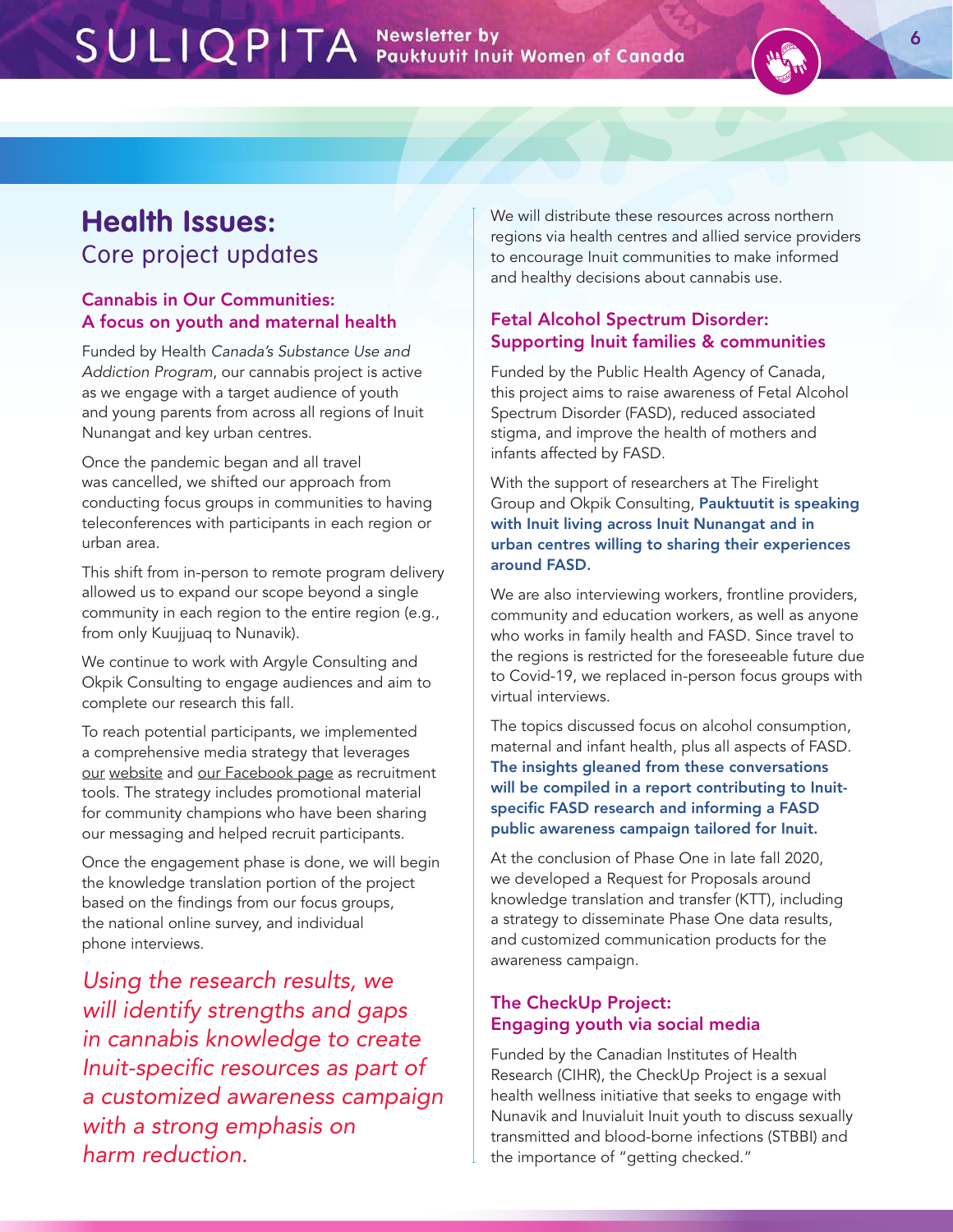# Health Issues:
## Core project updates

### Cannabis in Our Communities: A focus on youth and maternal health

Funded by Health *Canada's Substance Use and Addiction Program*, our cannabis project is active as we engage with a target audience of youth and young parents from across all regions of Inuit Nunangat and key urban centres.

Once the pandemic began and all travel was cancelled, we shifted our approach from conducting focus groups in communities to having teleconferences with participants in each region or urban area.

This shift from in-person to remote program delivery allowed us to expand our scope beyond a single community in each region to the entire region (e.g., from only Kuujjuaq to Nunavik).

We continue to work with Argyle Consulting and Okpik Consulting to engage audiences and aim to complete our research this fall.

To reach potential participants, we implemented a comprehensive media strategy that leverages our website and our Facebook page as recruitment tools. The strategy includes promotional material for community champions who have been sharing our messaging and helped recruit participants.

Once the engagement phase is done, we will begin the knowledge translation portion of the project based on the findings from our focus groups, the national online survey, and individual phone interviews.

*Using the research results, we will identify strengths and gaps in cannabis knowledge to create Inuit-specific resources as part of a customized awareness campaign with a strong emphasis on harm reduction.*

We will distribute these resources across northern regions via health centres and allied service providers to encourage Inuit communities to make informed and healthy decisions about cannabis use.

### Fetal Alcohol Spectrum Disorder: Supporting Inuit families & communities

Funded by the Public Health Agency of Canada, this project aims to raise awareness of Fetal Alcohol Spectrum Disorder (FASD), reduced associated stigma, and improve the health of mothers and infants affected by FASD.

With the support of researchers at The Firelight Group and Okpik Consulting, **Pauktuutit is speaking with Inuit living across Inuit Nunangat and in urban centres willing to sharing their experiences around FASD.**

We are also interviewing workers, frontline providers, community and education workers, as well as anyone who works in family health and FASD. Since travel to the regions is restricted for the foreseeable future due to Covid-19, we replaced in-person focus groups with virtual interviews.

The topics discussed focus on alcohol consumption, maternal and infant health, plus all aspects of FASD. **The insights gleaned from these conversations will be compiled in a report contributing to Inuit-specific FASD research and informing a FASD public awareness campaign tailored for Inuit.**

At the conclusion of Phase One in late fall 2020, we developed a Request for Proposals around knowledge translation and transfer (KTT), including a strategy to disseminate Phase One data results, and customized communication products for the awareness campaign.

### The CheckUp Project: Engaging youth via social media

Funded by the Canadian Institutes of Health Research (CIHR), the CheckUp Project is a sexual health wellness initiative that seeks to engage with Nunavik and Inuvialuit Inuit youth to discuss sexually transmitted and blood-borne infections (STBBI) and the importance of "getting checked."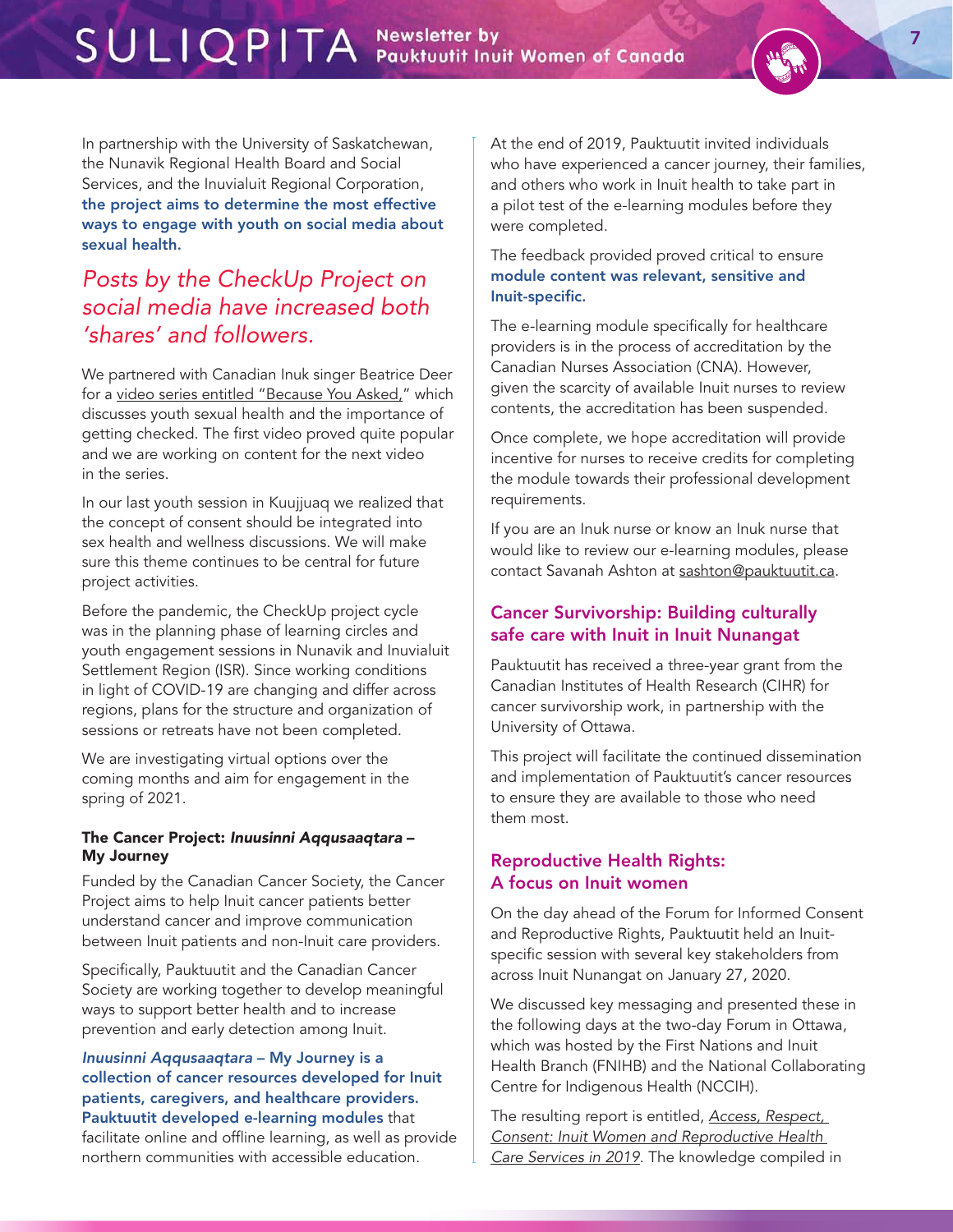In partnership with the University of Saskatchewan, the Nunavik Regional Health Board and Social Services, and the Inuvialuit Regional Corporation, **the project aims to determine the most effective ways to engage with youth on social media about sexual health.**

*Posts by the CheckUp Project on social media have increased both 'shares' and followers.*

We partnered with Canadian Inuk singer Beatrice Deer for a video series entitled "Because You Asked," which discusses youth sexual health and the importance of getting checked. The first video proved quite popular and we are working on content for the next video in the series.

In our last youth session in Kuujjuaq we realized that the concept of consent should be integrated into sex health and wellness discussions. We will make sure this theme continues to be central for future project activities.

Before the pandemic, the CheckUp project cycle was in the planning phase of learning circles and youth engagement sessions in Nunavik and Inuvialuit Settlement Region (ISR). Since working conditions in light of COVID-19 are changing and differ across regions, plans for the structure and organization of sessions or retreats have not been completed.

We are investigating virtual options over the coming months and aim for engagement in the spring of 2021.

#### The Cancer Project: *Inuusinni Aqqusaaqtara* – My Journey

Funded by the Canadian Cancer Society, the Cancer Project aims to help Inuit cancer patients better understand cancer and improve communication between Inuit patients and non-Inuit care providers.

Specifically, Pauktuutit and the Canadian Cancer Society are working together to develop meaningful ways to support better health and to increase prevention and early detection among Inuit.

***Inuusinni Aqqusaaqtara* – My Journey is a collection of cancer resources developed for Inuit patients, caregivers, and healthcare providers. Pauktuutit developed e-learning modules** that facilitate online and offline learning, as well as provide northern communities with accessible education.

At the end of 2019, Pauktuutit invited individuals who have experienced a cancer journey, their families, and others who work in Inuit health to take part in a pilot test of the e-learning modules before they were completed.

The feedback provided proved critical to ensure **module content was relevant, sensitive and Inuit-specific.**

The e-learning module specifically for healthcare providers is in the process of accreditation by the Canadian Nurses Association (CNA). However, given the scarcity of available Inuit nurses to review contents, the accreditation has been suspended.

Once complete, we hope accreditation will provide incentive for nurses to receive credits for completing the module towards their professional development requirements.

If you are an Inuk nurse or know an Inuk nurse that would like to review our e-learning modules, please contact Savanah Ashton at sashton@pauktuutit.ca.

### Cancer Survivorship: Building culturally safe care with Inuit in Inuit Nunangat

Pauktuutit has received a three-year grant from the Canadian Institutes of Health Research (CIHR) for cancer survivorship work, in partnership with the University of Ottawa.

This project will facilitate the continued dissemination and implementation of Pauktuutit's cancer resources to ensure they are available to those who need them most.

### Reproductive Health Rights: A focus on Inuit women

On the day ahead of the Forum for Informed Consent and Reproductive Rights, Pauktuutit held an Inuit-specific session with several key stakeholders from across Inuit Nunangat on January 27, 2020.

We discussed key messaging and presented these in the following days at the two-day Forum in Ottawa, which was hosted by the First Nations and Inuit Health Branch (FNIHB) and the National Collaborating Centre for Indigenous Health (NCCIH).

The resulting report is entitled, *Access, Respect, Consent: Inuit Women and Reproductive Health Care Services in 2019*. The knowledge compiled in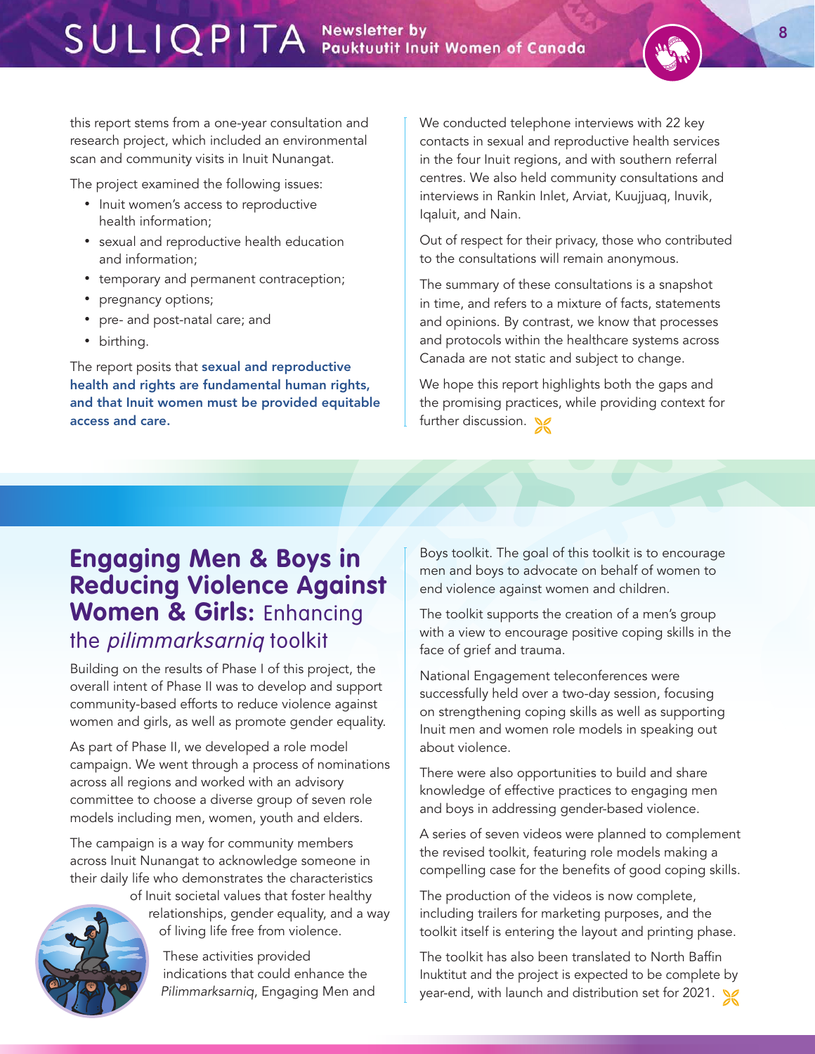this report stems from a one-year consultation and research project, which included an environmental scan and community visits in Inuit Nunangat.

The project examined the following issues:

- Inuit women's access to reproductive health information;
- sexual and reproductive health education and information;
- temporary and permanent contraception;
- pregnancy options;
- pre- and post-natal care; and
- birthing.

The report posits that **sexual and reproductive health and rights are fundamental human rights, and that Inuit women must be provided equitable access and care.**

We conducted telephone interviews with 22 key contacts in sexual and reproductive health services in the four Inuit regions, and with southern referral centres. We also held community consultations and interviews in Rankin Inlet, Arviat, Kuujjuaq, Inuvik, Iqaluit, and Nain.

Out of respect for their privacy, those who contributed to the consultations will remain anonymous.

The summary of these consultations is a snapshot in time, and refers to a mixture of facts, statements and opinions. By contrast, we know that processes and protocols within the healthcare systems across Canada are not static and subject to change.

We hope this report highlights both the gaps and the promising practices, while providing context for further discussion.

## Engaging Men & Boys in Reducing Violence Against Women & Girls: Enhancing the *pilimmarksarniq* toolkit

Building on the results of Phase I of this project, the overall intent of Phase II was to develop and support community-based efforts to reduce violence against women and girls, as well as promote gender equality.

As part of Phase II, we developed a role model campaign. We went through a process of nominations across all regions and worked with an advisory committee to choose a diverse group of seven role models including men, women, youth and elders.

The campaign is a way for community members across Inuit Nunangat to acknowledge someone in their daily life who demonstrates the characteristics of Inuit societal values that foster healthy relationships, gender equality, and a way of living life free from violence.

These activities provided indications that could enhance the *Pilimmarksarniq*, Engaging Men and Boys toolkit. The goal of this toolkit is to encourage men and boys to advocate on behalf of women to end violence against women and children.

The toolkit supports the creation of a men's group with a view to encourage positive coping skills in the face of grief and trauma.

National Engagement teleconferences were successfully held over a two-day session, focusing on strengthening coping skills as well as supporting Inuit men and women role models in speaking out about violence.

There were also opportunities to build and share knowledge of effective practices to engaging men and boys in addressing gender-based violence.

A series of seven videos were planned to complement the revised toolkit, featuring role models making a compelling case for the benefits of good coping skills.

The production of the videos is now complete, including trailers for marketing purposes, and the toolkit itself is entering the layout and printing phase.

The toolkit has also been translated to North Baffin Inuktitut and the project is expected to be complete by year-end, with launch and distribution set for 2021.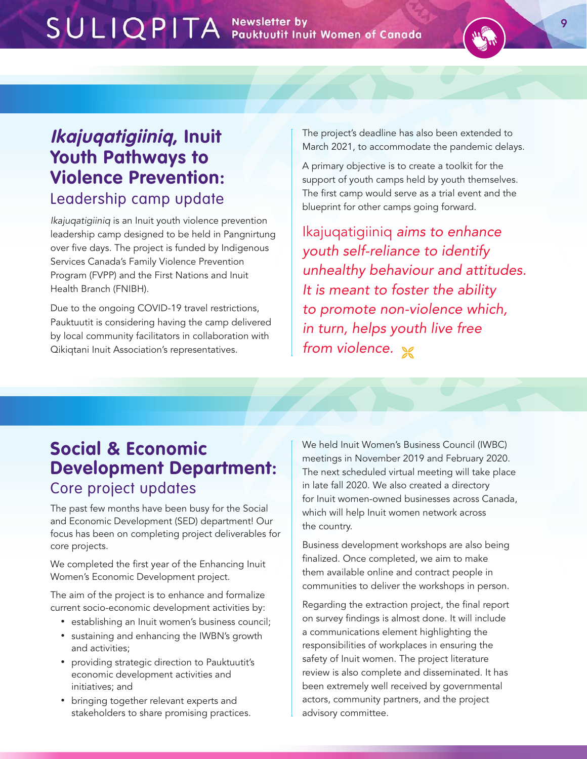## *Ikajuqatigiiniq,* Inuit Youth Pathways to Violence Prevention:

### Leadership camp update

*Ikajuqatigiiniq* is an Inuit youth violence prevention leadership camp designed to be held in Pangnirtung over five days. The project is funded by Indigenous Services Canada's Family Violence Prevention Program (FVPP) and the First Nations and Inuit Health Branch (FNIBH).

Due to the ongoing COVID-19 travel restrictions, Pauktuutit is considering having the camp delivered by local community facilitators in collaboration with Qikiqtani Inuit Association's representatives.

The project's deadline has also been extended to March 2021, to accommodate the pandemic delays.

A primary objective is to create a toolkit for the support of youth camps held by youth themselves. The first camp would serve as a trial event and the blueprint for other camps going forward.

Ikajuqatigiiniq *aims to enhance youth self-reliance to identify unhealthy behaviour and attitudes. It is meant to foster the ability to promote non-violence which, in turn, helps youth live free from violence.*

## Social & Economic Development Department:

### Core project updates

The past few months have been busy for the Social and Economic Development (SED) department! Our focus has been on completing project deliverables for core projects.

We completed the first year of the Enhancing Inuit Women's Economic Development project.

The aim of the project is to enhance and formalize current socio-economic development activities by:

- establishing an Inuit women's business council;
- sustaining and enhancing the IWBN's growth and activities;
- providing strategic direction to Pauktuutit's economic development activities and initiatives; and
- bringing together relevant experts and stakeholders to share promising practices.

We held Inuit Women's Business Council (IWBC) meetings in November 2019 and February 2020. The next scheduled virtual meeting will take place in late fall 2020. We also created a directory for Inuit women-owned businesses across Canada, which will help Inuit women network across the country.

Business development workshops are also being finalized. Once completed, we aim to make them available online and contract people in communities to deliver the workshops in person.

Regarding the extraction project, the final report on survey findings is almost done. It will include a communications element highlighting the responsibilities of workplaces in ensuring the safety of Inuit women. The project literature review is also complete and disseminated. It has been extremely well received by governmental actors, community partners, and the project advisory committee.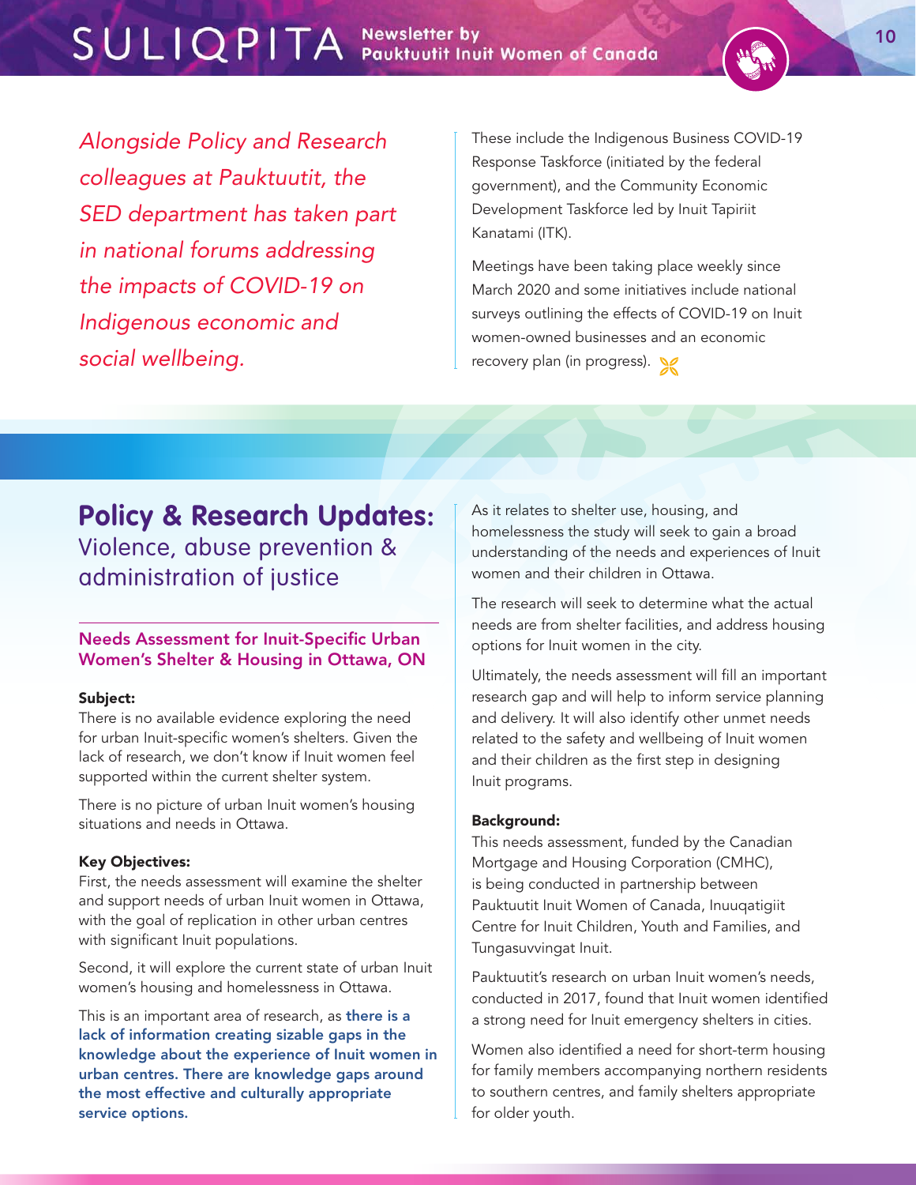*Alongside Policy and Research colleagues at Pauktuutit, the SED department has taken part in national forums addressing the impacts of COVID-19 on Indigenous economic and social wellbeing.*

These include the Indigenous Business COVID-19 Response Taskforce (initiated by the federal government), and the Community Economic Development Taskforce led by Inuit Tapiriit Kanatami (ITK).

Meetings have been taking place weekly since March 2020 and some initiatives include national surveys outlining the effects of COVID-19 on Inuit women-owned businesses and an economic recovery plan (in progress).

## Policy & Research Updates: Violence, abuse prevention & administration of justice

### Needs Assessment for Inuit-Specific Urban Women's Shelter & Housing in Ottawa, ON

**Subject:**
There is no available evidence exploring the need for urban Inuit-specific women's shelters. Given the lack of research, we don't know if Inuit women feel supported within the current shelter system.

There is no picture of urban Inuit women's housing situations and needs in Ottawa.

**Key Objectives:**
First, the needs assessment will examine the shelter and support needs of urban Inuit women in Ottawa, with the goal of replication in other urban centres with significant Inuit populations.

Second, it will explore the current state of urban Inuit women's housing and homelessness in Ottawa.

This is an important area of research, as **there is a lack of information creating sizable gaps in the knowledge about the experience of Inuit women in urban centres. There are knowledge gaps around the most effective and culturally appropriate service options.**

As it relates to shelter use, housing, and homelessness the study will seek to gain a broad understanding of the needs and experiences of Inuit women and their children in Ottawa.

The research will seek to determine what the actual needs are from shelter facilities, and address housing options for Inuit women in the city.

Ultimately, the needs assessment will fill an important research gap and will help to inform service planning and delivery. It will also identify other unmet needs related to the safety and wellbeing of Inuit women and their children as the first step in designing Inuit programs.

**Background:**
This needs assessment, funded by the Canadian Mortgage and Housing Corporation (CMHC), is being conducted in partnership between Pauktuutit Inuit Women of Canada, Inuuqatigiit Centre for Inuit Children, Youth and Families, and Tungasuvvingat Inuit.

Pauktuutit's research on urban Inuit women's needs, conducted in 2017, found that Inuit women identified a strong need for Inuit emergency shelters in cities.

Women also identified a need for short-term housing for family members accompanying northern residents to southern centres, and family shelters appropriate for older youth.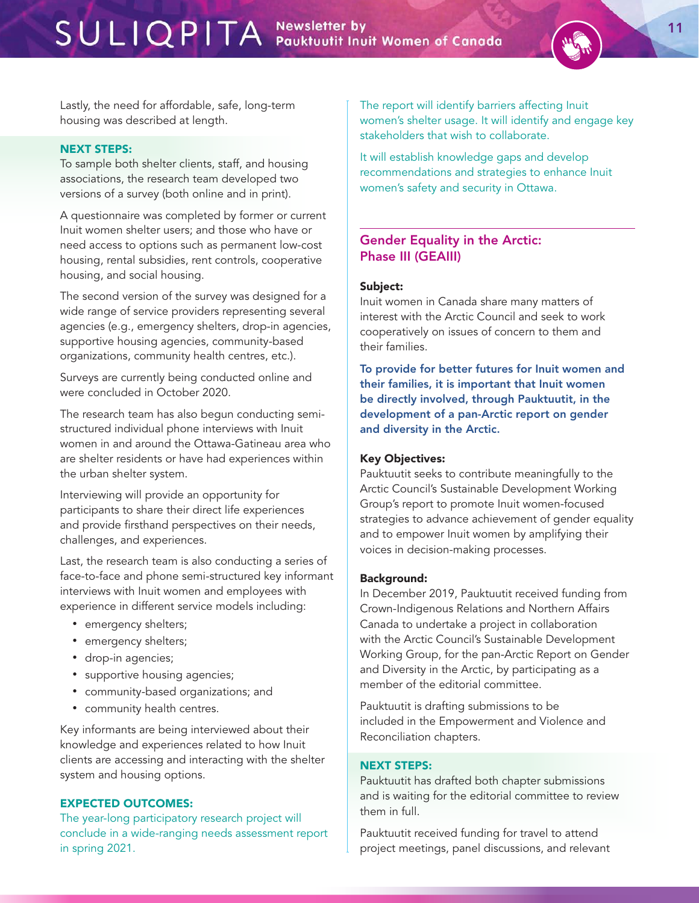Lastly, the need for affordable, safe, long-term housing was described at length.

### NEXT STEPS:

To sample both shelter clients, staff, and housing associations, the research team developed two versions of a survey (both online and in print).

A questionnaire was completed by former or current Inuit women shelter users; and those who have or need access to options such as permanent low-cost housing, rental subsidies, rent controls, cooperative housing, and social housing.

The second version of the survey was designed for a wide range of service providers representing several agencies (e.g., emergency shelters, drop-in agencies, supportive housing agencies, community-based organizations, community health centres, etc.).

Surveys are currently being conducted online and were concluded in October 2020.

The research team has also begun conducting semi-structured individual phone interviews with Inuit women in and around the Ottawa-Gatineau area who are shelter residents or have had experiences within the urban shelter system.

Interviewing will provide an opportunity for participants to share their direct life experiences and provide firsthand perspectives on their needs, challenges, and experiences.

Last, the research team is also conducting a series of face-to-face and phone semi-structured key informant interviews with Inuit women and employees with experience in different service models including:

- emergency shelters;
- emergency shelters;
- drop-in agencies;
- supportive housing agencies;
- community-based organizations; and
- community health centres.

Key informants are being interviewed about their knowledge and experiences related to how Inuit clients are accessing and interacting with the shelter system and housing options.

### EXPECTED OUTCOMES:

The year-long participatory research project will conclude in a wide-ranging needs assessment report in spring 2021.

The report will identify barriers affecting Inuit women's shelter usage. It will identify and engage key stakeholders that wish to collaborate.

It will establish knowledge gaps and develop recommendations and strategies to enhance Inuit women's safety and security in Ottawa.

## Gender Equality in the Arctic: Phase III (GEAIII)

**Subject:**

Inuit women in Canada share many matters of interest with the Arctic Council and seek to work cooperatively on issues of concern to them and their families.

**To provide for better futures for Inuit women and their families, it is important that Inuit women be directly involved, through Pauktuutit, in the development of a pan-Arctic report on gender and diversity in the Arctic.**

**Key Objectives:**

Pauktuutit seeks to contribute meaningfully to the Arctic Council's Sustainable Development Working Group's report to promote Inuit women-focused strategies to advance achievement of gender equality and to empower Inuit women by amplifying their voices in decision-making processes.

**Background:**

In December 2019, Pauktuutit received funding from Crown-Indigenous Relations and Northern Affairs Canada to undertake a project in collaboration with the Arctic Council's Sustainable Development Working Group, for the pan-Arctic Report on Gender and Diversity in the Arctic, by participating as a member of the editorial committee.

Pauktuutit is drafting submissions to be included in the Empowerment and Violence and Reconciliation chapters.

### NEXT STEPS:

Pauktuutit has drafted both chapter submissions and is waiting for the editorial committee to review them in full.

Pauktuutit received funding for travel to attend project meetings, panel discussions, and relevant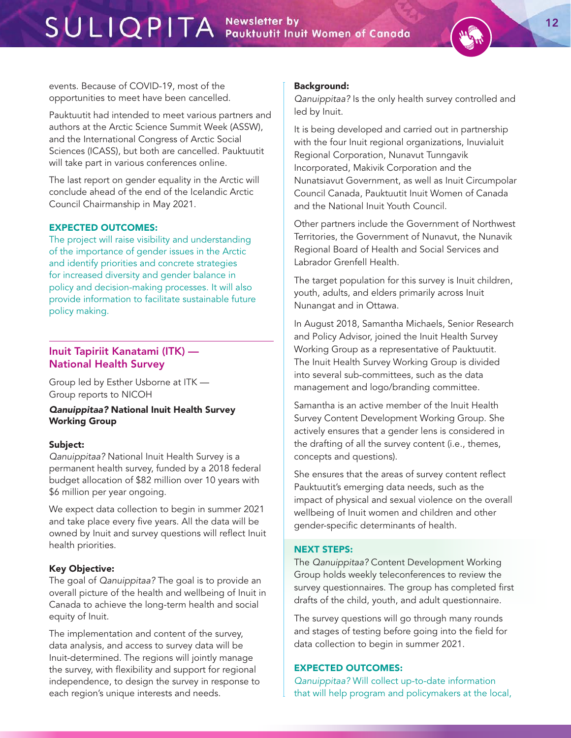events. Because of COVID-19, most of the opportunities to meet have been cancelled.

Pauktuutit had intended to meet various partners and authors at the Arctic Science Summit Week (ASSW), and the International Congress of Arctic Social Sciences (ICASS), but both are cancelled. Pauktuutit will take part in various conferences online.

The last report on gender equality in the Arctic will conclude ahead of the end of the Icelandic Arctic Council Chairmanship in May 2021.

**EXPECTED OUTCOMES:**

The project will raise visibility and understanding of the importance of gender issues in the Arctic and identify priorities and concrete strategies for increased diversity and gender balance in policy and decision-making processes. It will also provide information to facilitate sustainable future policy making.

## Inuit Tapiriit Kanatami (ITK) — National Health Survey

Group led by Esther Usborne at ITK — Group reports to NICOH

***Qanuippitaa?* National Inuit Health Survey Working Group**

**Subject:**

*Qanuippitaa?* National Inuit Health Survey is a permanent health survey, funded by a 2018 federal budget allocation of $82 million over 10 years with $6 million per year ongoing.

We expect data collection to begin in summer 2021 and take place every five years. All the data will be owned by Inuit and survey questions will reflect Inuit health priorities.

**Key Objective:**

The goal of *Qanuippitaa?* The goal is to provide an overall picture of the health and wellbeing of Inuit in Canada to achieve the long-term health and social equity of Inuit.

The implementation and content of the survey, data analysis, and access to survey data will be Inuit-determined. The regions will jointly manage the survey, with flexibility and support for regional independence, to design the survey in response to each region's unique interests and needs.

**Background:**

*Qanuippitaa?* Is the only health survey controlled and led by Inuit.

It is being developed and carried out in partnership with the four Inuit regional organizations, Inuvialuit Regional Corporation, Nunavut Tunngavik Incorporated, Makivik Corporation and the Nunatsiavut Government, as well as Inuit Circumpolar Council Canada, Pauktuutit Inuit Women of Canada and the National Inuit Youth Council.

Other partners include the Government of Northwest Territories, the Government of Nunavut, the Nunavik Regional Board of Health and Social Services and Labrador Grenfell Health.

The target population for this survey is Inuit children, youth, adults, and elders primarily across Inuit Nunangat and in Ottawa.

In August 2018, Samantha Michaels, Senior Research and Policy Advisor, joined the Inuit Health Survey Working Group as a representative of Pauktuutit. The Inuit Health Survey Working Group is divided into several sub-committees, such as the data management and logo/branding committee.

Samantha is an active member of the Inuit Health Survey Content Development Working Group. She actively ensures that a gender lens is considered in the drafting of all the survey content (i.e., themes, concepts and questions).

She ensures that the areas of survey content reflect Pauktuutit's emerging data needs, such as the impact of physical and sexual violence on the overall wellbeing of Inuit women and children and other gender-specific determinants of health.

**NEXT STEPS:**

The *Qanuippitaa?* Content Development Working Group holds weekly teleconferences to review the survey questionnaires. The group has completed first drafts of the child, youth, and adult questionnaire.

The survey questions will go through many rounds and stages of testing before going into the field for data collection to begin in summer 2021.

**EXPECTED OUTCOMES:**

*Qanuippitaa?* Will collect up-to-date information that will help program and policymakers at the local,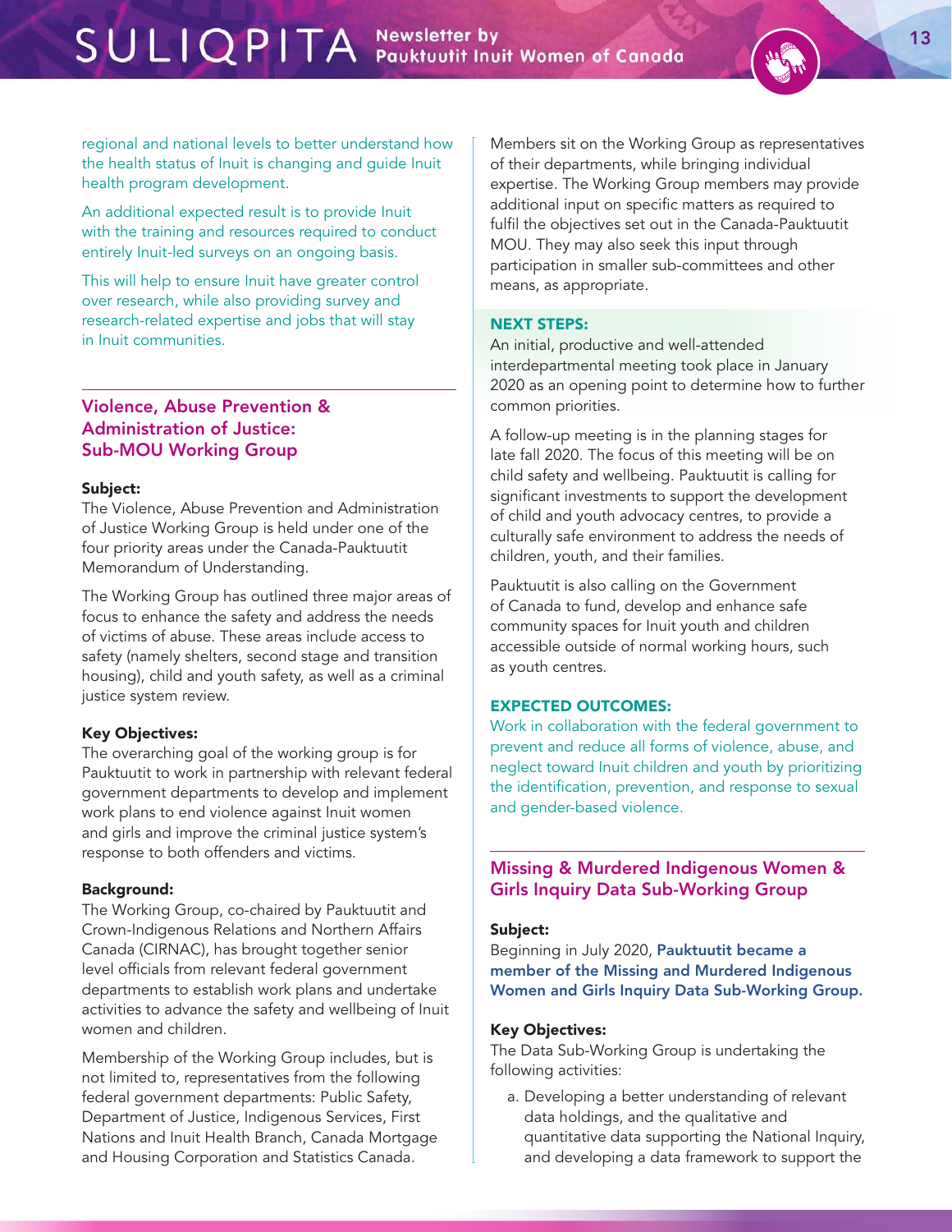regional and national levels to better understand how the health status of Inuit is changing and guide Inuit health program development.

An additional expected result is to provide Inuit with the training and resources required to conduct entirely Inuit-led surveys on an ongoing basis.

This will help to ensure Inuit have greater control over research, while also providing survey and research-related expertise and jobs that will stay in Inuit communities.

## Violence, Abuse Prevention & Administration of Justice: Sub-MOU Working Group

**Subject:**
The Violence, Abuse Prevention and Administration of Justice Working Group is held under one of the four priority areas under the Canada-Pauktuutit Memorandum of Understanding.

The Working Group has outlined three major areas of focus to enhance the safety and address the needs of victims of abuse. These areas include access to safety (namely shelters, second stage and transition housing), child and youth safety, as well as a criminal justice system review.

**Key Objectives:**
The overarching goal of the working group is for Pauktuutit to work in partnership with relevant federal government departments to develop and implement work plans to end violence against Inuit women and girls and improve the criminal justice system's response to both offenders and victims.

**Background:**
The Working Group, co-chaired by Pauktuutit and Crown-Indigenous Relations and Northern Affairs Canada (CIRNAC), has brought together senior level officials from relevant federal government departments to establish work plans and undertake activities to advance the safety and wellbeing of Inuit women and children.

Membership of the Working Group includes, but is not limited to, representatives from the following federal government departments: Public Safety, Department of Justice, Indigenous Services, First Nations and Inuit Health Branch, Canada Mortgage and Housing Corporation and Statistics Canada.

Members sit on the Working Group as representatives of their departments, while bringing individual expertise. The Working Group members may provide additional input on specific matters as required to fulfil the objectives set out in the Canada-Pauktuutit MOU. They may also seek this input through participation in smaller sub-committees and other means, as appropriate.

**NEXT STEPS:**
An initial, productive and well-attended interdepartmental meeting took place in January 2020 as an opening point to determine how to further common priorities.

A follow-up meeting is in the planning stages for late fall 2020. The focus of this meeting will be on child safety and wellbeing. Pauktuutit is calling for significant investments to support the development of child and youth advocacy centres, to provide a culturally safe environment to address the needs of children, youth, and their families.

Pauktuutit is also calling on the Government of Canada to fund, develop and enhance safe community spaces for Inuit youth and children accessible outside of normal working hours, such as youth centres.

**EXPECTED OUTCOMES:**
Work in collaboration with the federal government to prevent and reduce all forms of violence, abuse, and neglect toward Inuit children and youth by prioritizing the identification, prevention, and response to sexual and gender-based violence.

## Missing & Murdered Indigenous Women & Girls Inquiry Data Sub-Working Group

**Subject:**
Beginning in July 2020, **Pauktuutit became a member of the Missing and Murdered Indigenous Women and Girls Inquiry Data Sub-Working Group.**

**Key Objectives:**
The Data Sub-Working Group is undertaking the following activities:

a. Developing a better understanding of relevant data holdings, and the qualitative and quantitative data supporting the National Inquiry, and developing a data framework to support the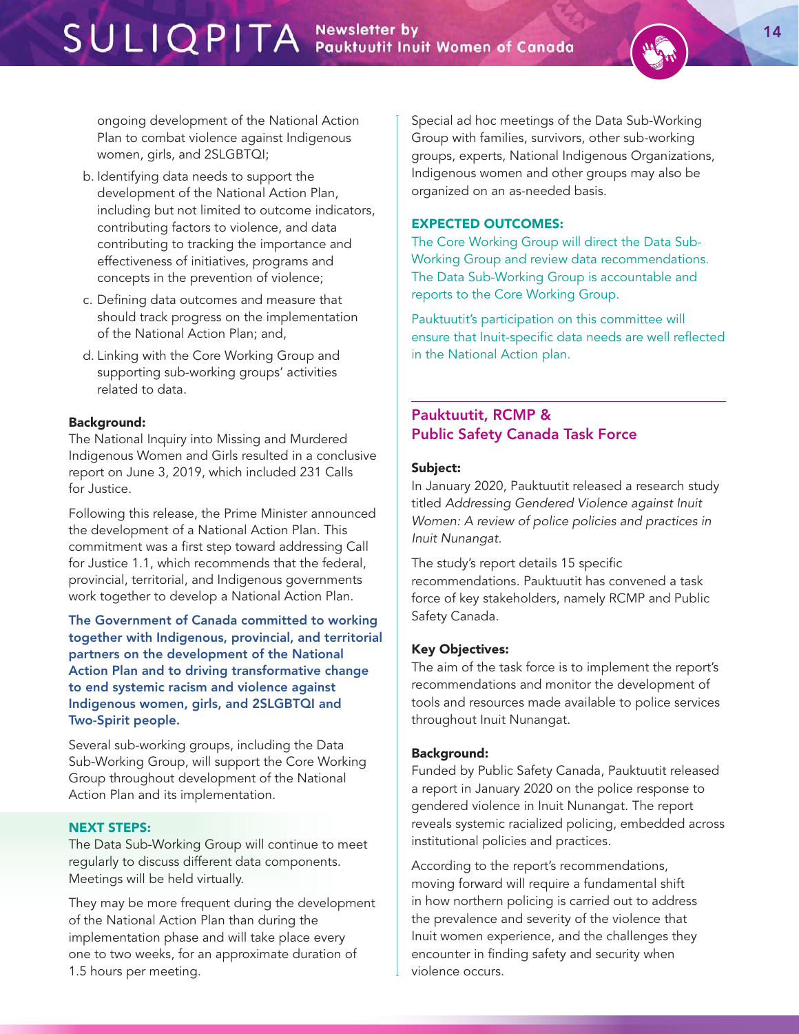ongoing development of the National Action Plan to combat violence against Indigenous women, girls, and 2SLGBTQI;

b. Identifying data needs to support the development of the National Action Plan, including but not limited to outcome indicators, contributing factors to violence, and data contributing to tracking the importance and effectiveness of initiatives, programs and concepts in the prevention of violence;

c. Defining data outcomes and measure that should track progress on the implementation of the National Action Plan; and,

d. Linking with the Core Working Group and supporting sub-working groups' activities related to data.

**Background:**
The National Inquiry into Missing and Murdered Indigenous Women and Girls resulted in a conclusive report on June 3, 2019, which included 231 Calls for Justice.

Following this release, the Prime Minister announced the development of a National Action Plan. This commitment was a first step toward addressing Call for Justice 1.1, which recommends that the federal, provincial, territorial, and Indigenous governments work together to develop a National Action Plan.

**The Government of Canada committed to working together with Indigenous, provincial, and territorial partners on the development of the National Action Plan and to driving transformative change to end systemic racism and violence against Indigenous women, girls, and 2SLGBTQI and Two-Spirit people.**

Several sub-working groups, including the Data Sub-Working Group, will support the Core Working Group throughout development of the National Action Plan and its implementation.

**NEXT STEPS:**
The Data Sub-Working Group will continue to meet regularly to discuss different data components. Meetings will be held virtually.

They may be more frequent during the development of the National Action Plan than during the implementation phase and will take place every one to two weeks, for an approximate duration of 1.5 hours per meeting.

Special ad hoc meetings of the Data Sub-Working Group with families, survivors, other sub-working groups, experts, National Indigenous Organizations, Indigenous women and other groups may also be organized on an as-needed basis.

**EXPECTED OUTCOMES:**
The Core Working Group will direct the Data Sub-Working Group and review data recommendations. The Data Sub-Working Group is accountable and reports to the Core Working Group.

Pauktuutit's participation on this committee will ensure that Inuit-specific data needs are well reflected in the National Action plan.

## Pauktuutit, RCMP & Public Safety Canada Task Force

**Subject:**
In January 2020, Pauktuutit released a research study titled *Addressing Gendered Violence against Inuit Women: A review of police policies and practices in Inuit Nunangat.*

The study's report details 15 specific recommendations. Pauktuutit has convened a task force of key stakeholders, namely RCMP and Public Safety Canada.

**Key Objectives:**
The aim of the task force is to implement the report's recommendations and monitor the development of tools and resources made available to police services throughout Inuit Nunangat.

**Background:**
Funded by Public Safety Canada, Pauktuutit released a report in January 2020 on the police response to gendered violence in Inuit Nunangat. The report reveals systemic racialized policing, embedded across institutional policies and practices.

According to the report's recommendations, moving forward will require a fundamental shift in how northern policing is carried out to address the prevalence and severity of the violence that Inuit women experience, and the challenges they encounter in finding safety and security when violence occurs.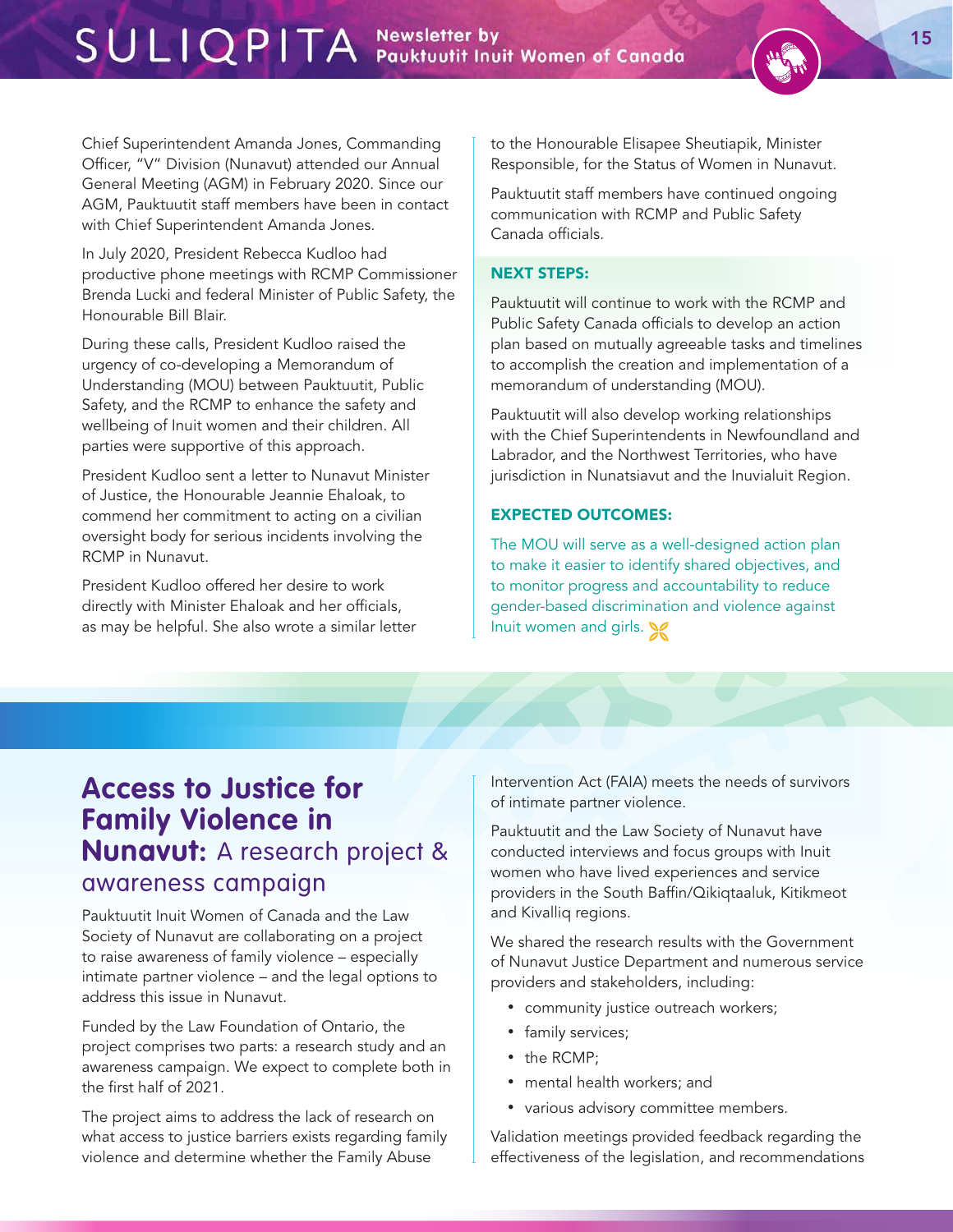Chief Superintendent Amanda Jones, Commanding Officer, "V" Division (Nunavut) attended our Annual General Meeting (AGM) in February 2020. Since our AGM, Pauktuutit staff members have been in contact with Chief Superintendent Amanda Jones.

In July 2020, President Rebecca Kudloo had productive phone meetings with RCMP Commissioner Brenda Lucki and federal Minister of Public Safety, the Honourable Bill Blair.

During these calls, President Kudloo raised the urgency of co-developing a Memorandum of Understanding (MOU) between Pauktuutit, Public Safety, and the RCMP to enhance the safety and wellbeing of Inuit women and their children. All parties were supportive of this approach.

President Kudloo sent a letter to Nunavut Minister of Justice, the Honourable Jeannie Ehaloak, to commend her commitment to acting on a civilian oversight body for serious incidents involving the RCMP in Nunavut.

President Kudloo offered her desire to work directly with Minister Ehaloak and her officials, as may be helpful. She also wrote a similar letter to the Honourable Elisapee Sheutiapik, Minister Responsible, for the Status of Women in Nunavut.

Pauktuutit staff members have continued ongoing communication with RCMP and Public Safety Canada officials.

**NEXT STEPS:**

Pauktuutit will continue to work with the RCMP and Public Safety Canada officials to develop an action plan based on mutually agreeable tasks and timelines to accomplish the creation and implementation of a memorandum of understanding (MOU).

Pauktuutit will also develop working relationships with the Chief Superintendents in Newfoundland and Labrador, and the Northwest Territories, who have jurisdiction in Nunatsiavut and the Inuvialuit Region.

**EXPECTED OUTCOMES:**

The MOU will serve as a well-designed action plan to make it easier to identify shared objectives, and to monitor progress and accountability to reduce gender-based discrimination and violence against Inuit women and girls.

## Access to Justice for Family Violence in Nunavut: A research project & awareness campaign

Pauktuutit Inuit Women of Canada and the Law Society of Nunavut are collaborating on a project to raise awareness of family violence – especially intimate partner violence – and the legal options to address this issue in Nunavut.

Funded by the Law Foundation of Ontario, the project comprises two parts: a research study and an awareness campaign. We expect to complete both in the first half of 2021.

The project aims to address the lack of research on what access to justice barriers exists regarding family violence and determine whether the Family Abuse Intervention Act (FAIA) meets the needs of survivors of intimate partner violence.

Pauktuutit and the Law Society of Nunavut have conducted interviews and focus groups with Inuit women who have lived experiences and service providers in the South Baffin/Qikiqtaaluk, Kitikmeot and Kivalliq regions.

We shared the research results with the Government of Nunavut Justice Department and numerous service providers and stakeholders, including:

- community justice outreach workers;
- family services;
- the RCMP;
- mental health workers; and
- various advisory committee members.

Validation meetings provided feedback regarding the effectiveness of the legislation, and recommendations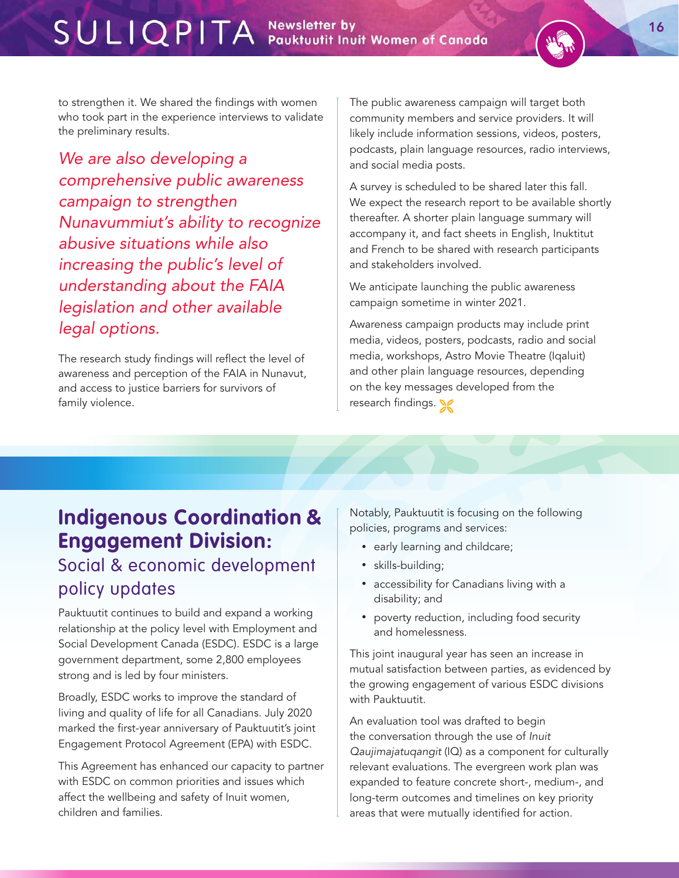to strengthen it. We shared the findings with women who took part in the experience interviews to validate the preliminary results.

*We are also developing a comprehensive public awareness campaign to strengthen Nunavummiut's ability to recognize abusive situations while also increasing the public's level of understanding about the FAIA legislation and other available legal options.*

The research study findings will reflect the level of awareness and perception of the FAIA in Nunavut, and access to justice barriers for survivors of family violence.

The public awareness campaign will target both community members and service providers. It will likely include information sessions, videos, posters, podcasts, plain language resources, radio interviews, and social media posts.

A survey is scheduled to be shared later this fall. We expect the research report to be available shortly thereafter. A shorter plain language summary will accompany it, and fact sheets in English, Inuktitut and French to be shared with research participants and stakeholders involved.

We anticipate launching the public awareness campaign sometime in winter 2021.

Awareness campaign products may include print media, videos, posters, podcasts, radio and social media, workshops, Astro Movie Theatre (Iqaluit) and other plain language resources, depending on the key messages developed from the research findings.

## Indigenous Coordination & Engagement Division:

### Social & economic development policy updates

Pauktuutit continues to build and expand a working relationship at the policy level with Employment and Social Development Canada (ESDC). ESDC is a large government department, some 2,800 employees strong and is led by four ministers.

Broadly, ESDC works to improve the standard of living and quality of life for all Canadians. July 2020 marked the first-year anniversary of Pauktuutit's joint Engagement Protocol Agreement (EPA) with ESDC.

This Agreement has enhanced our capacity to partner with ESDC on common priorities and issues which affect the wellbeing and safety of Inuit women, children and families.

Notably, Pauktuutit is focusing on the following policies, programs and services:

- early learning and childcare;
- skills-building;
- accessibility for Canadians living with a disability; and
- poverty reduction, including food security and homelessness.

This joint inaugural year has seen an increase in mutual satisfaction between parties, as evidenced by the growing engagement of various ESDC divisions with Pauktuutit.

An evaluation tool was drafted to begin the conversation through the use of *Inuit Qaujimajatuqangit* (IQ) as a component for culturally relevant evaluations. The evergreen work plan was expanded to feature concrete short-, medium-, and long-term outcomes and timelines on key priority areas that were mutually identified for action.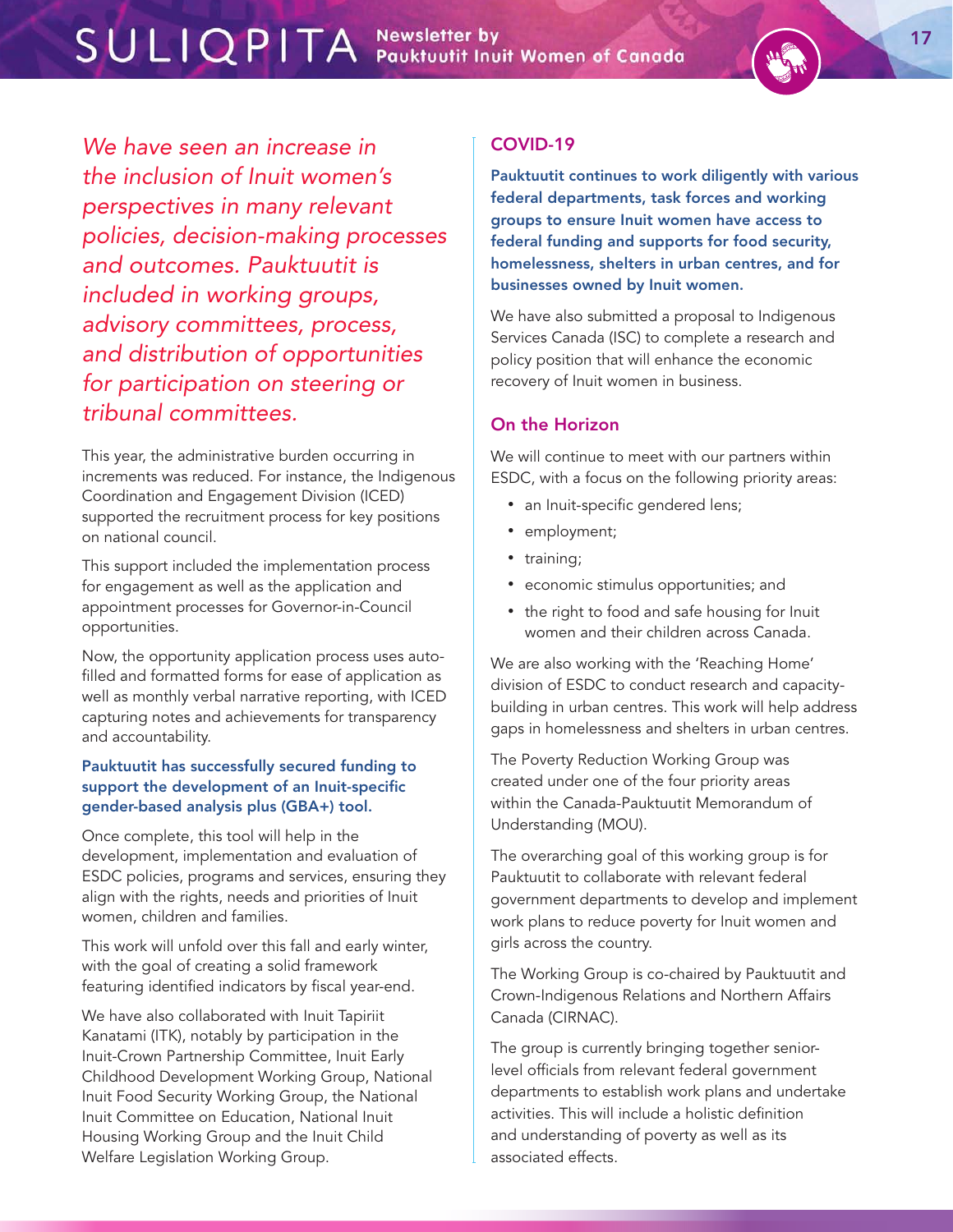*We have seen an increase in the inclusion of Inuit women's perspectives in many relevant policies, decision-making processes and outcomes. Pauktuutit is included in working groups, advisory committees, process, and distribution of opportunities for participation on steering or tribunal committees.*

This year, the administrative burden occurring in increments was reduced. For instance, the Indigenous Coordination and Engagement Division (ICED) supported the recruitment process for key positions on national council.

This support included the implementation process for engagement as well as the application and appointment processes for Governor-in-Council opportunities.

Now, the opportunity application process uses auto-filled and formatted forms for ease of application as well as monthly verbal narrative reporting, with ICED capturing notes and achievements for transparency and accountability.

**Pauktuutit has successfully secured funding to support the development of an Inuit-specific gender-based analysis plus (GBA+) tool.**

Once complete, this tool will help in the development, implementation and evaluation of ESDC policies, programs and services, ensuring they align with the rights, needs and priorities of Inuit women, children and families.

This work will unfold over this fall and early winter, with the goal of creating a solid framework featuring identified indicators by fiscal year-end.

We have also collaborated with Inuit Tapiriit Kanatami (ITK), notably by participation in the Inuit-Crown Partnership Committee, Inuit Early Childhood Development Working Group, National Inuit Food Security Working Group, the National Inuit Committee on Education, National Inuit Housing Working Group and the Inuit Child Welfare Legislation Working Group.

## COVID-19

**Pauktuutit continues to work diligently with various federal departments, task forces and working groups to ensure Inuit women have access to federal funding and supports for food security, homelessness, shelters in urban centres, and for businesses owned by Inuit women.**

We have also submitted a proposal to Indigenous Services Canada (ISC) to complete a research and policy position that will enhance the economic recovery of Inuit women in business.

## On the Horizon

We will continue to meet with our partners within ESDC, with a focus on the following priority areas:

- an Inuit-specific gendered lens;
- employment;
- training;
- economic stimulus opportunities; and
- the right to food and safe housing for Inuit women and their children across Canada.

We are also working with the 'Reaching Home' division of ESDC to conduct research and capacity-building in urban centres. This work will help address gaps in homelessness and shelters in urban centres.

The Poverty Reduction Working Group was created under one of the four priority areas within the Canada-Pauktuutit Memorandum of Understanding (MOU).

The overarching goal of this working group is for Pauktuutit to collaborate with relevant federal government departments to develop and implement work plans to reduce poverty for Inuit women and girls across the country.

The Working Group is co-chaired by Pauktuutit and Crown-Indigenous Relations and Northern Affairs Canada (CIRNAC).

The group is currently bringing together senior-level officials from relevant federal government departments to establish work plans and undertake activities. This will include a holistic definition and understanding of poverty as well as its associated effects.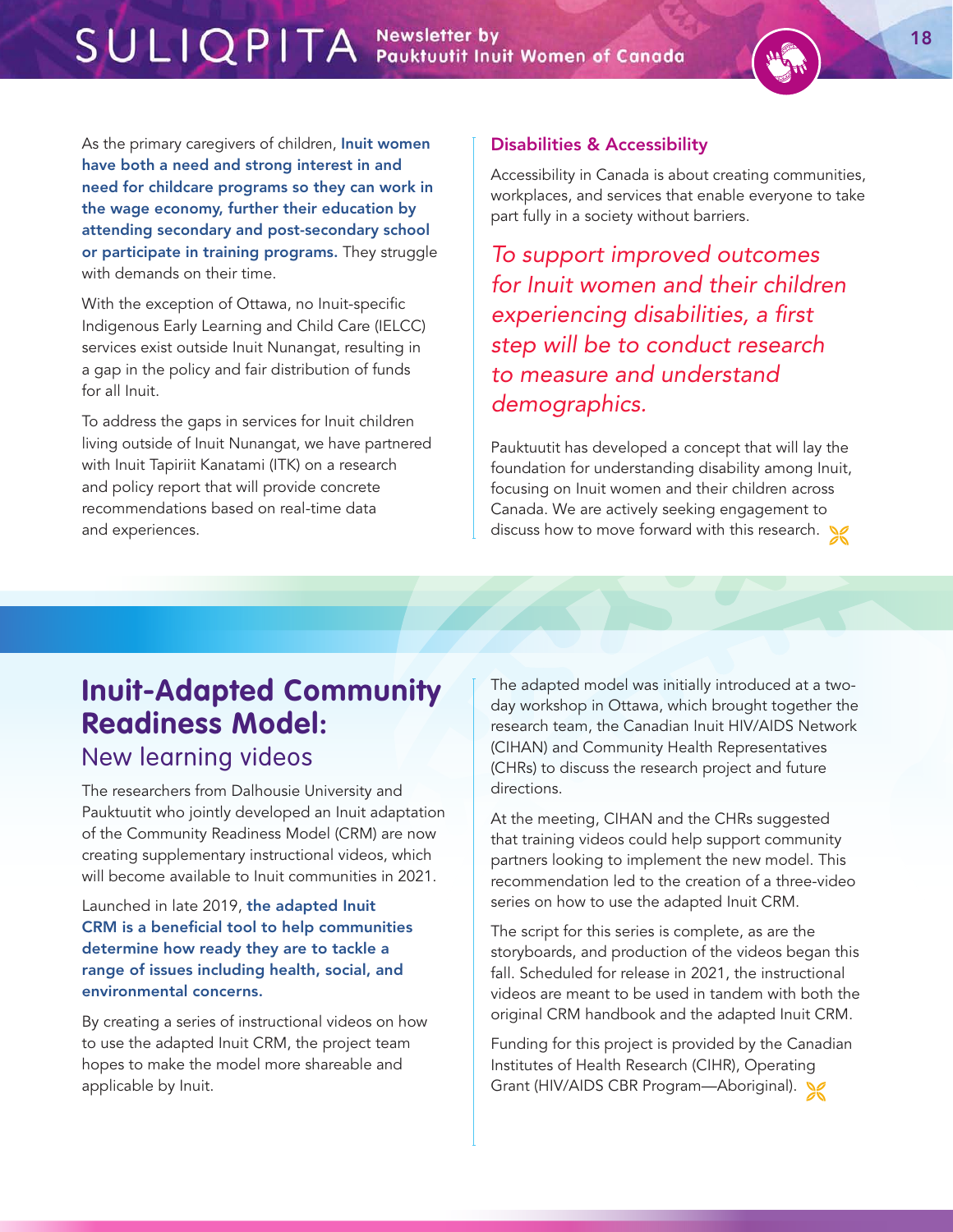As the primary caregivers of children, **Inuit women have both a need and strong interest in and need for childcare programs so they can work in the wage economy, further their education by attending secondary and post-secondary school or participate in training programs.** They struggle with demands on their time.

With the exception of Ottawa, no Inuit-specific Indigenous Early Learning and Child Care (IELCC) services exist outside Inuit Nunangat, resulting in a gap in the policy and fair distribution of funds for all Inuit.

To address the gaps in services for Inuit children living outside of Inuit Nunangat, we have partnered with Inuit Tapiriit Kanatami (ITK) on a research and policy report that will provide concrete recommendations based on real-time data and experiences.

### Disabilities & Accessibility

Accessibility in Canada is about creating communities, workplaces, and services that enable everyone to take part fully in a society without barriers.

*To support improved outcomes for Inuit women and their children experiencing disabilities, a first step will be to conduct research to measure and understand demographics.*

Pauktuutit has developed a concept that will lay the foundation for understanding disability among Inuit, focusing on Inuit women and their children across Canada. We are actively seeking engagement to discuss how to move forward with this research.

## Inuit-Adapted Community Readiness Model:

### New learning videos

The researchers from Dalhousie University and Pauktuutit who jointly developed an Inuit adaptation of the Community Readiness Model (CRM) are now creating supplementary instructional videos, which will become available to Inuit communities in 2021.

Launched in late 2019, **the adapted Inuit CRM is a beneficial tool to help communities determine how ready they are to tackle a range of issues including health, social, and environmental concerns.**

By creating a series of instructional videos on how to use the adapted Inuit CRM, the project team hopes to make the model more shareable and applicable by Inuit.

The adapted model was initially introduced at a two-day workshop in Ottawa, which brought together the research team, the Canadian Inuit HIV/AIDS Network (CIHAN) and Community Health Representatives (CHRs) to discuss the research project and future directions.

At the meeting, CIHAN and the CHRs suggested that training videos could help support community partners looking to implement the new model. This recommendation led to the creation of a three-video series on how to use the adapted Inuit CRM.

The script for this series is complete, as are the storyboards, and production of the videos began this fall. Scheduled for release in 2021, the instructional videos are meant to be used in tandem with both the original CRM handbook and the adapted Inuit CRM.

Funding for this project is provided by the Canadian Institutes of Health Research (CIHR), Operating Grant (HIV/AIDS CBR Program—Aboriginal).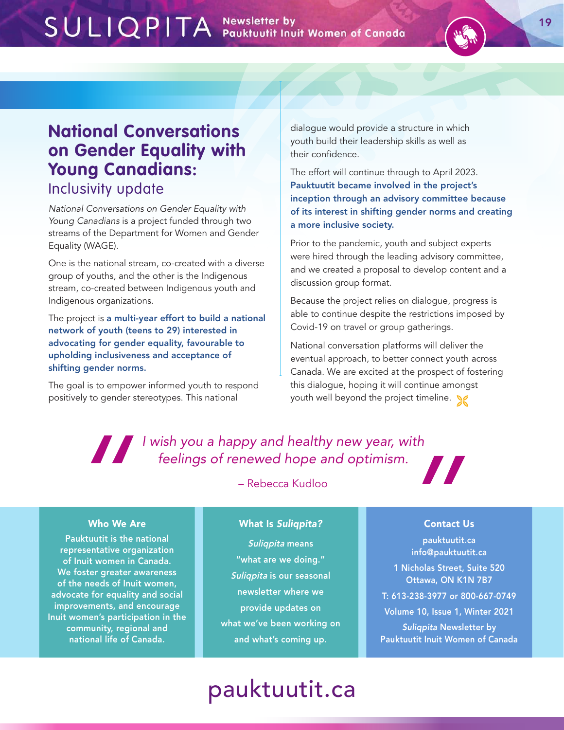# National Conversations on Gender Equality with Young Canadians:

## Inclusivity update

*National Conversations on Gender Equality with Young Canadians* is a project funded through two streams of the Department for Women and Gender Equality (WAGE).

One is the national stream, co-created with a diverse group of youths, and the other is the Indigenous stream, co-created between Indigenous youth and Indigenous organizations.

The project is **a multi-year effort to build a national network of youth (teens to 29) interested in advocating for gender equality, favourable to upholding inclusiveness and acceptance of shifting gender norms.**

The goal is to empower informed youth to respond positively to gender stereotypes. This national dialogue would provide a structure in which youth build their leadership skills as well as their confidence.

The effort will continue through to April 2023. **Pauktuutit became involved in the project's inception through an advisory committee because of its interest in shifting gender norms and creating a more inclusive society.**

Prior to the pandemic, youth and subject experts were hired through the leading advisory committee, and we created a proposal to develop content and a discussion group format.

Because the project relies on dialogue, progress is able to continue despite the restrictions imposed by Covid-19 on travel or group gatherings.

National conversation platforms will deliver the eventual approach, to better connect youth across Canada. We are excited at the prospect of fostering this dialogue, hoping it will continue amongst youth well beyond the project timeline.

> *I wish you a happy and healthy new year, with feelings of renewed hope and optimism.*
>
> – Rebecca Kudloo

### Who We Are

Pauktuutit is the national representative organization of Inuit women in Canada. We foster greater awareness of the needs of Inuit women, advocate for equality and social improvements, and encourage Inuit women's participation in the community, regional and national life of Canada.

### What Is *Suliqpita*?

*Suliqpita* means "what are we doing." *Suliqpita* is our seasonal newsletter where we provide updates on what we've been working on and what's coming up.

### Contact Us

pauktuutit.ca
info@pauktuutit.ca

1 Nicholas Street, Suite 520
Ottawa, ON K1N 7B7

T: 613-238-3977 or 800-667-0749

Volume 10, Issue 1, Winter 2021

*Suliqpita* Newsletter by Pauktuutit Inuit Women of Canada

pauktuutit.ca